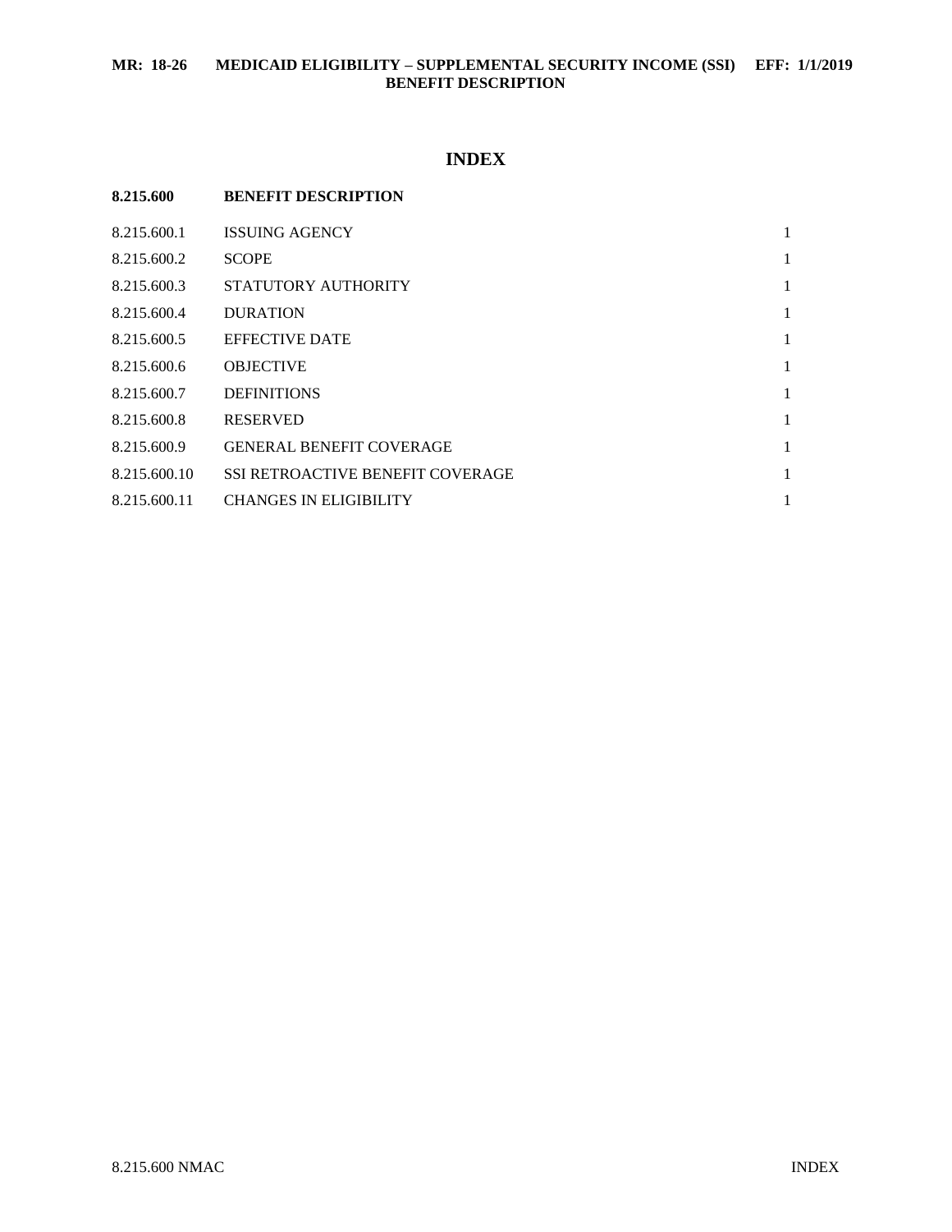# INDEX

| 8.215.600 | BENEFIT DESCRIPTION | |
|---|---|---|
| 8.215.600.1 | ISSUING AGENCY | 1 |
| 8.215.600.2 | SCOPE | 1 |
| 8.215.600.3 | STATUTORY AUTHORITY | 1 |
| 8.215.600.4 | DURATION | 1 |
| 8.215.600.5 | EFFECTIVE DATE | 1 |
| 8.215.600.6 | OBJECTIVE | 1 |
| 8.215.600.7 | DEFINITIONS | 1 |
| 8.215.600.8 | RESERVED | 1 |
| 8.215.600.9 | GENERAL BENEFIT COVERAGE | 1 |
| 8.215.600.10 | SSI RETROACTIVE BENEFIT COVERAGE | 1 |
| 8.215.600.11 | CHANGES IN ELIGIBILITY | 1 |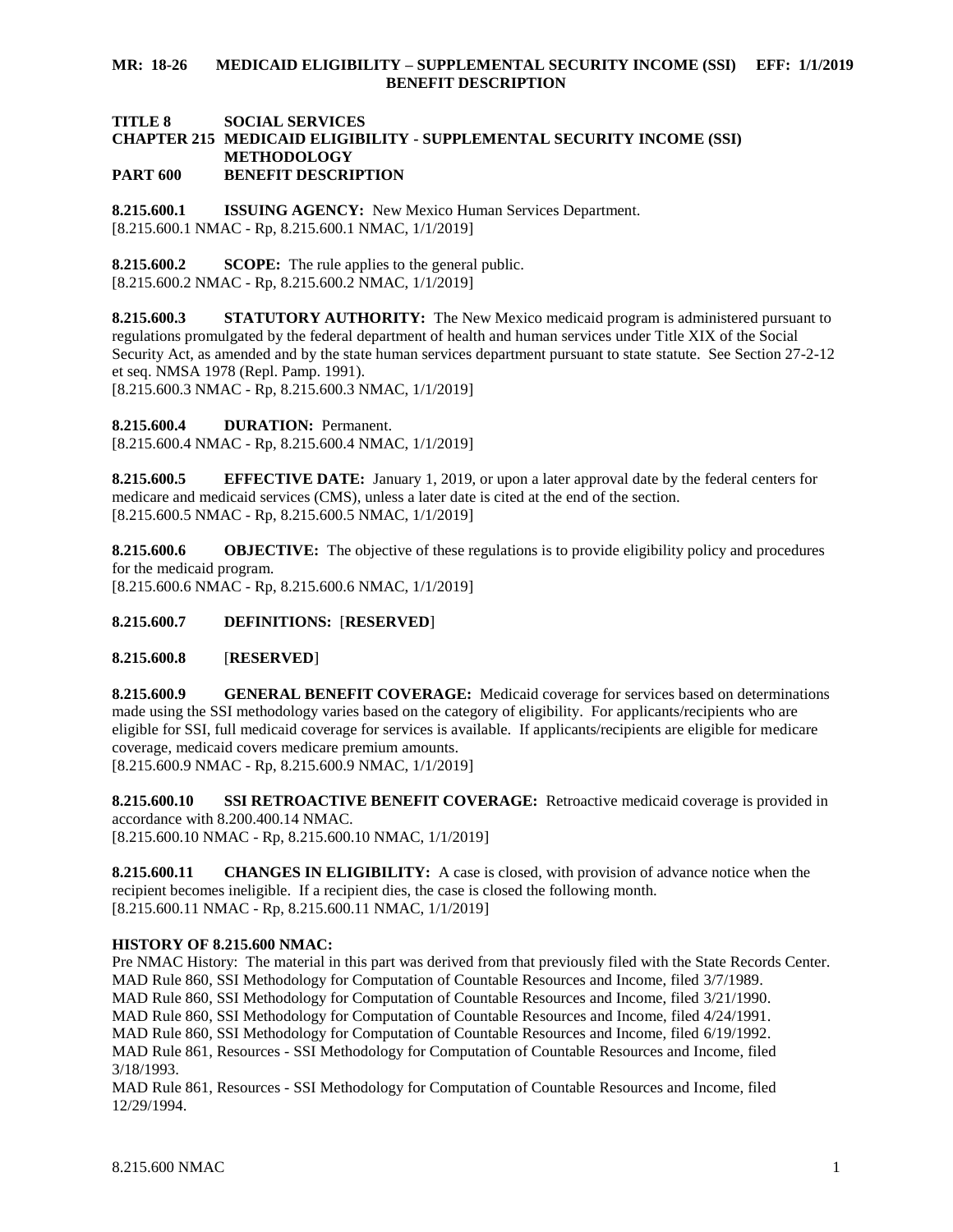**TITLE 8 SOCIAL SERVICES**
**CHAPTER 215 MEDICAID ELIGIBILITY - SUPPLEMENTAL SECURITY INCOME (SSI) METHODOLOGY**
**PART 600 BENEFIT DESCRIPTION**

**8.215.600.1 ISSUING AGENCY:** New Mexico Human Services Department.
[8.215.600.1 NMAC - Rp, 8.215.600.1 NMAC, 1/1/2019]

**8.215.600.2 SCOPE:** The rule applies to the general public.
[8.215.600.2 NMAC - Rp, 8.215.600.2 NMAC, 1/1/2019]

**8.215.600.3 STATUTORY AUTHORITY:** The New Mexico medicaid program is administered pursuant to regulations promulgated by the federal department of health and human services under Title XIX of the Social Security Act, as amended and by the state human services department pursuant to state statute. See Section 27-2-12 et seq. NMSA 1978 (Repl. Pamp. 1991).
[8.215.600.3 NMAC - Rp, 8.215.600.3 NMAC, 1/1/2019]

**8.215.600.4 DURATION:** Permanent.
[8.215.600.4 NMAC - Rp, 8.215.600.4 NMAC, 1/1/2019]

**8.215.600.5 EFFECTIVE DATE:** January 1, 2019, or upon a later approval date by the federal centers for medicare and medicaid services (CMS), unless a later date is cited at the end of the section.
[8.215.600.5 NMAC - Rp, 8.215.600.5 NMAC, 1/1/2019]

**8.215.600.6 OBJECTIVE:** The objective of these regulations is to provide eligibility policy and procedures for the medicaid program.
[8.215.600.6 NMAC - Rp, 8.215.600.6 NMAC, 1/1/2019]

**8.215.600.7 DEFINITIONS:** [**RESERVED**]

**8.215.600.8** [**RESERVED**]

**8.215.600.9 GENERAL BENEFIT COVERAGE:** Medicaid coverage for services based on determinations made using the SSI methodology varies based on the category of eligibility. For applicants/recipients who are eligible for SSI, full medicaid coverage for services is available. If applicants/recipients are eligible for medicare coverage, medicaid covers medicare premium amounts.
[8.215.600.9 NMAC - Rp, 8.215.600.9 NMAC, 1/1/2019]

**8.215.600.10 SSI RETROACTIVE BENEFIT COVERAGE:** Retroactive medicaid coverage is provided in accordance with 8.200.400.14 NMAC.
[8.215.600.10 NMAC - Rp, 8.215.600.10 NMAC, 1/1/2019]

**8.215.600.11 CHANGES IN ELIGIBILITY:** A case is closed, with provision of advance notice when the recipient becomes ineligible. If a recipient dies, the case is closed the following month.
[8.215.600.11 NMAC - Rp, 8.215.600.11 NMAC, 1/1/2019]

**HISTORY OF 8.215.600 NMAC:**
Pre NMAC History: The material in this part was derived from that previously filed with the State Records Center.
MAD Rule 860, SSI Methodology for Computation of Countable Resources and Income, filed 3/7/1989.
MAD Rule 860, SSI Methodology for Computation of Countable Resources and Income, filed 3/21/1990.
MAD Rule 860, SSI Methodology for Computation of Countable Resources and Income, filed 4/24/1991.
MAD Rule 860, SSI Methodology for Computation of Countable Resources and Income, filed 6/19/1992.
MAD Rule 861, Resources - SSI Methodology for Computation of Countable Resources and Income, filed 3/18/1993.
MAD Rule 861, Resources - SSI Methodology for Computation of Countable Resources and Income, filed 12/29/1994.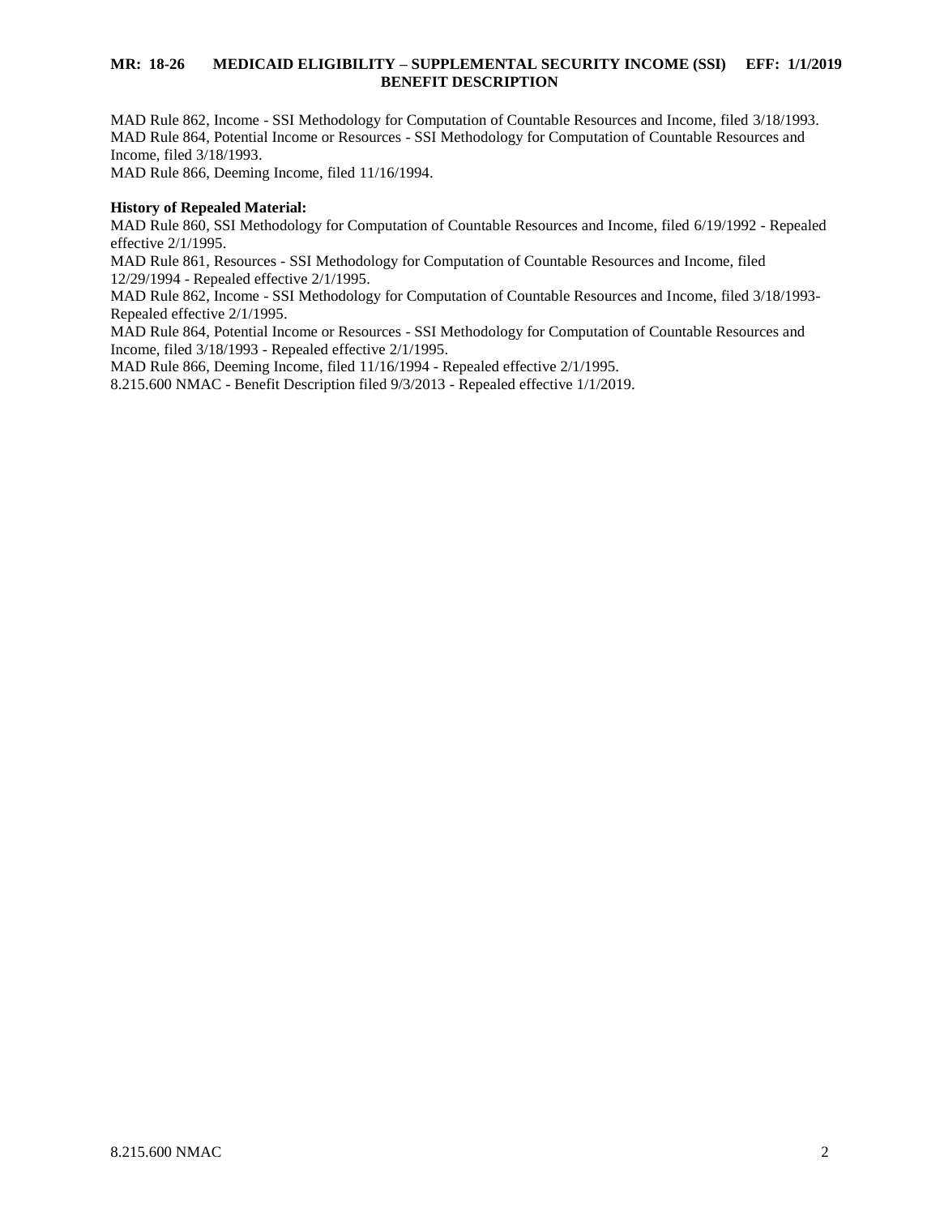MAD Rule 862, Income - SSI Methodology for Computation of Countable Resources and Income, filed 3/18/1993.
MAD Rule 864, Potential Income or Resources - SSI Methodology for Computation of Countable Resources and Income, filed 3/18/1993.
MAD Rule 866, Deeming Income, filed 11/16/1994.

**History of Repealed Material:**
MAD Rule 860, SSI Methodology for Computation of Countable Resources and Income, filed 6/19/1992 - Repealed effective 2/1/1995.
MAD Rule 861, Resources - SSI Methodology for Computation of Countable Resources and Income, filed 12/29/1994 - Repealed effective 2/1/1995.
MAD Rule 862, Income - SSI Methodology for Computation of Countable Resources and Income, filed 3/18/1993- Repealed effective 2/1/1995.
MAD Rule 864, Potential Income or Resources - SSI Methodology for Computation of Countable Resources and Income, filed 3/18/1993 - Repealed effective 2/1/1995.
MAD Rule 866, Deeming Income, filed 11/16/1994 - Repealed effective 2/1/1995.
8.215.600 NMAC - Benefit Description filed 9/3/2013 - Repealed effective 1/1/2019.